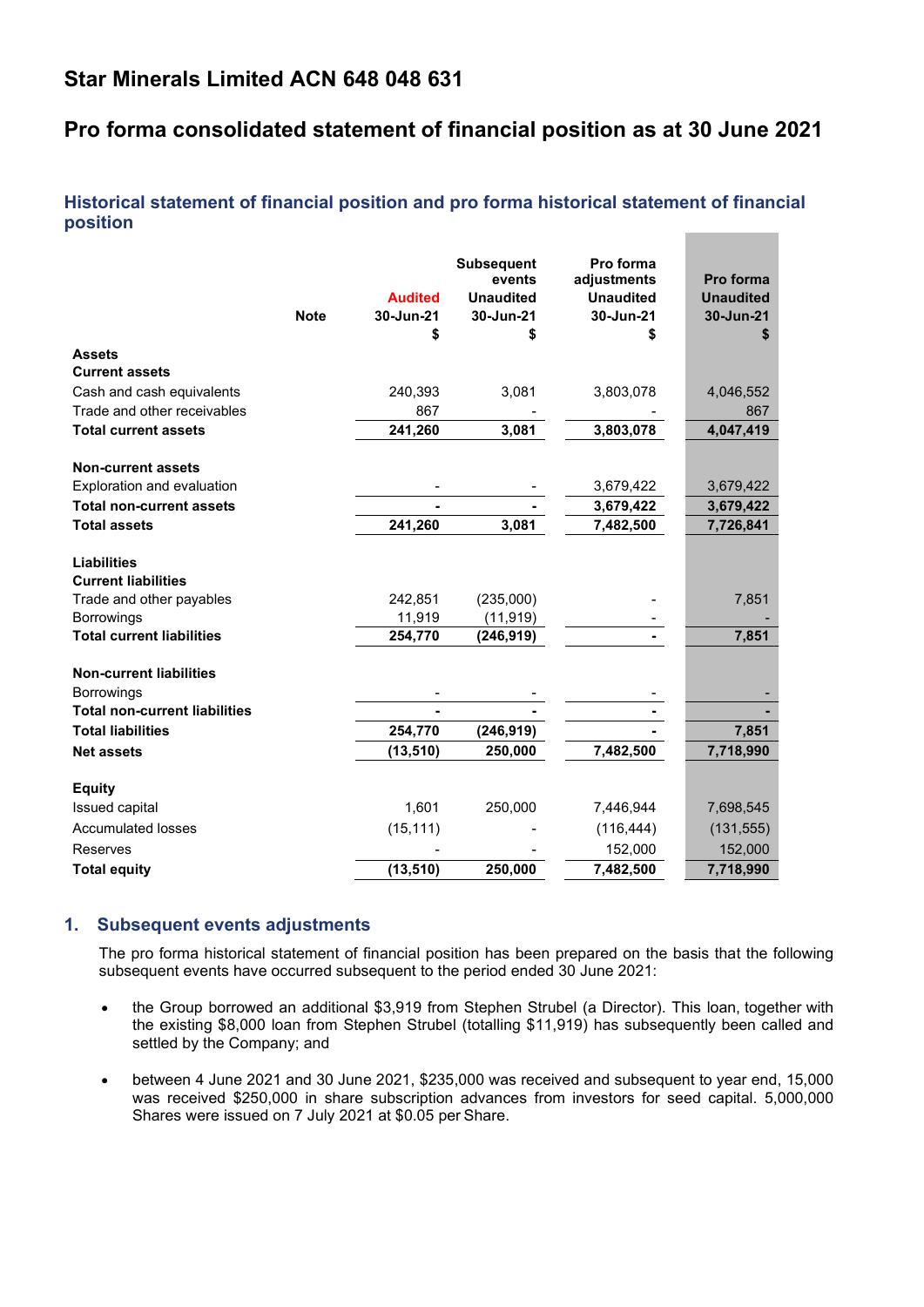# Star Minerals Limited ACN 648 048 631

# Pro forma consolidated statement of financial position as at 30 June 2021

## Historical statement of financial position and pro forma historical statement of financial position

| | Note | Audited 30-Jun-21 $ | Subsequent events Unaudited 30-Jun-21 $ | Pro forma adjustments Unaudited 30-Jun-21 $ | Pro forma Unaudited 30-Jun-21 $ |
|---|---|---|---|---|---|
| **Assets** | | | | | |
| **Current assets** | | | | | |
| Cash and cash equivalents | | 240,393 | 3,081 | 3,803,078 | 4,046,552 |
| Trade and other receivables | | 867 | - | - | 867 |
| **Total current assets** | | **241,260** | **3,081** | **3,803,078** | **4,047,419** |
| | | | | | |
| **Non-current assets** | | | | | |
| Exploration and evaluation | | - | - | 3,679,422 | 3,679,422 |
| **Total non-current assets** | | **-** | **-** | **3,679,422** | **3,679,422** |
| **Total assets** | | **241,260** | **3,081** | **7,482,500** | **7,726,841** |
| | | | | | |
| **Liabilities** | | | | | |
| **Current liabilities** | | | | | |
| Trade and other payables | | 242,851 | (235,000) | - | 7,851 |
| Borrowings | | 11,919 | (11,919) | - | - |
| **Total current liabilities** | | **254,770** | **(246,919)** | **-** | **7,851** |
| | | | | | |
| **Non-current liabilities** | | | | | |
| Borrowings | | - | - | - | - |
| **Total non-current liabilities** | | **-** | **-** | **-** | **-** |
| **Total liabilities** | | **254,770** | **(246,919)** | **-** | **7,851** |
| **Net assets** | | **(13,510)** | **250,000** | **7,482,500** | **7,718,990** |
| | | | | | |
| **Equity** | | | | | |
| Issued capital | | 1,601 | 250,000 | 7,446,944 | 7,698,545 |
| Accumulated losses | | (15,111) | - | (116,444) | (131,555) |
| Reserves | | - | - | 152,000 | 152,000 |
| **Total equity** | | **(13,510)** | **250,000** | **7,482,500** | **7,718,990** |

## 1. Subsequent events adjustments

The pro forma historical statement of financial position has been prepared on the basis that the following subsequent events have occurred subsequent to the period ended 30 June 2021:

- the Group borrowed an additional $3,919 from Stephen Strubel (a Director). This loan, together with the existing $8,000 loan from Stephen Strubel (totalling $11,919) has subsequently been called and settled by the Company; and
- between 4 June 2021 and 30 June 2021, $235,000 was received and subsequent to year end, 15,000 was received $250,000 in share subscription advances from investors for seed capital. 5,000,000 Shares were issued on 7 July 2021 at $0.05 per Share.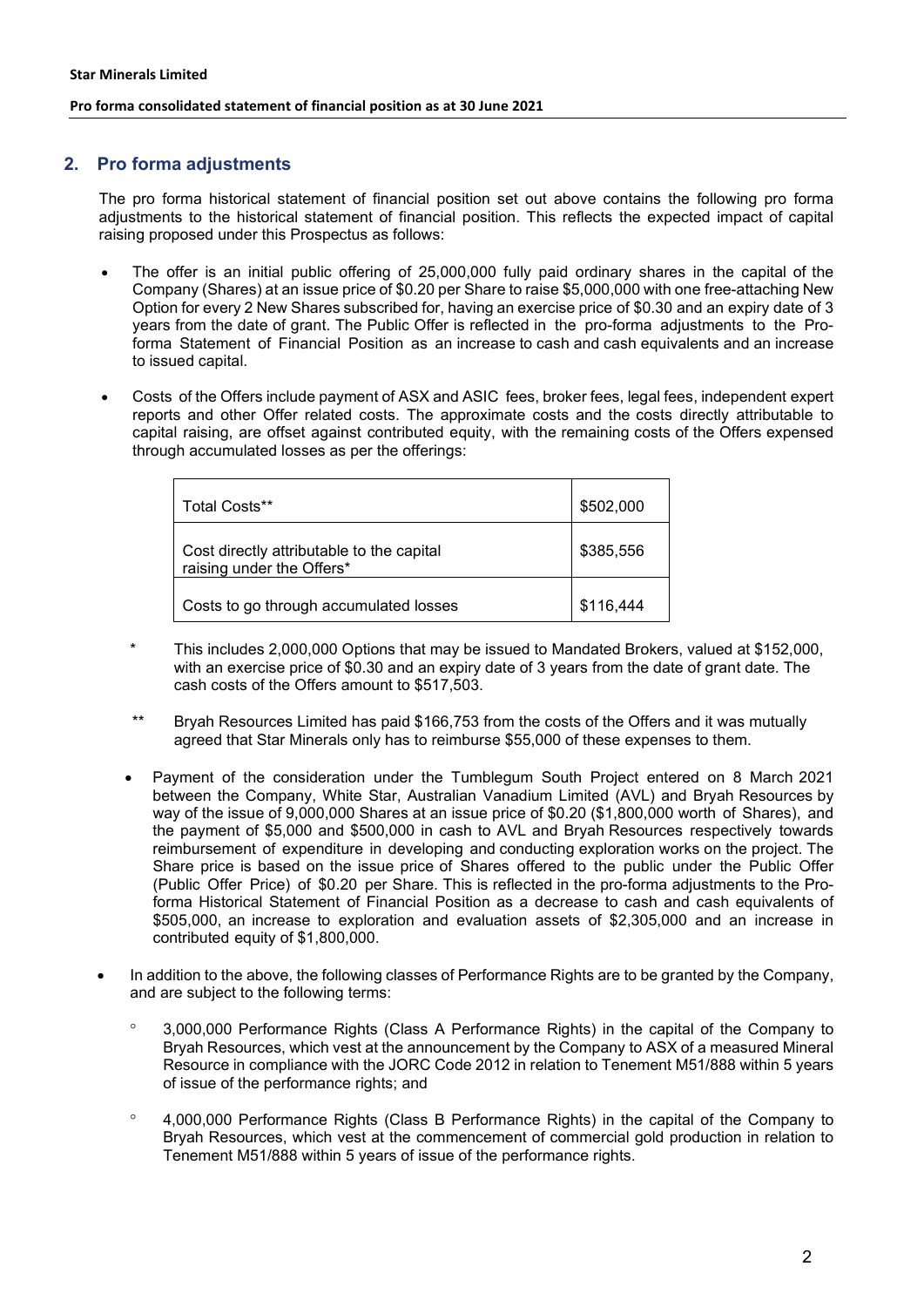## 2. Pro forma adjustments

The pro forma historical statement of financial position set out above contains the following pro forma adjustments to the historical statement of financial position. This reflects the expected impact of capital raising proposed under this Prospectus as follows:

- The offer is an initial public offering of 25,000,000 fully paid ordinary shares in the capital of the Company (Shares) at an issue price of $0.20 per Share to raise $5,000,000 with one free-attaching New Option for every 2 New Shares subscribed for, having an exercise price of $0.30 and an expiry date of 3 years from the date of grant. The Public Offer is reflected in the pro-forma adjustments to the Pro-forma Statement of Financial Position as an increase to cash and cash equivalents and an increase to issued capital.

- Costs of the Offers include payment of ASX and ASIC fees, broker fees, legal fees, independent expert reports and other Offer related costs. The approximate costs and the costs directly attributable to capital raising, are offset against contributed equity, with the remaining costs of the Offers expensed through accumulated losses as per the offerings:

| | |
|---|---|
| Total Costs** | $502,000 |
| Cost directly attributable to the capital raising under the Offers* | $385,556 |
| Costs to go through accumulated losses | $116,444 |

\* This includes 2,000,000 Options that may be issued to Mandated Brokers, valued at $152,000, with an exercise price of $0.30 and an expiry date of 3 years from the date of grant date. The cash costs of the Offers amount to $517,503.

\*\* Bryah Resources Limited has paid $166,753 from the costs of the Offers and it was mutually agreed that Star Minerals only has to reimburse $55,000 of these expenses to them.

- Payment of the consideration under the Tumblegum South Project entered on 8 March 2021 between the Company, White Star, Australian Vanadium Limited (AVL) and Bryah Resources by way of the issue of 9,000,000 Shares at an issue price of $0.20 ($1,800,000 worth of Shares), and the payment of $5,000 and $500,000 in cash to AVL and Bryah Resources respectively towards reimbursement of expenditure in developing and conducting exploration works on the project. The Share price is based on the issue price of Shares offered to the public under the Public Offer (Public Offer Price) of $0.20 per Share. This is reflected in the pro-forma adjustments to the Pro-forma Historical Statement of Financial Position as a decrease to cash and cash equivalents of $505,000, an increase to exploration and evaluation assets of $2,305,000 and an increase in contributed equity of $1,800,000.

- In addition to the above, the following classes of Performance Rights are to be granted by the Company, and are subject to the following terms:
  - 3,000,000 Performance Rights (Class A Performance Rights) in the capital of the Company to Bryah Resources, which vest at the announcement by the Company to ASX of a measured Mineral Resource in compliance with the JORC Code 2012 in relation to Tenement M51/888 within 5 years of issue of the performance rights; and
  - 4,000,000 Performance Rights (Class B Performance Rights) in the capital of the Company to Bryah Resources, which vest at the commencement of commercial gold production in relation to Tenement M51/888 within 5 years of issue of the performance rights.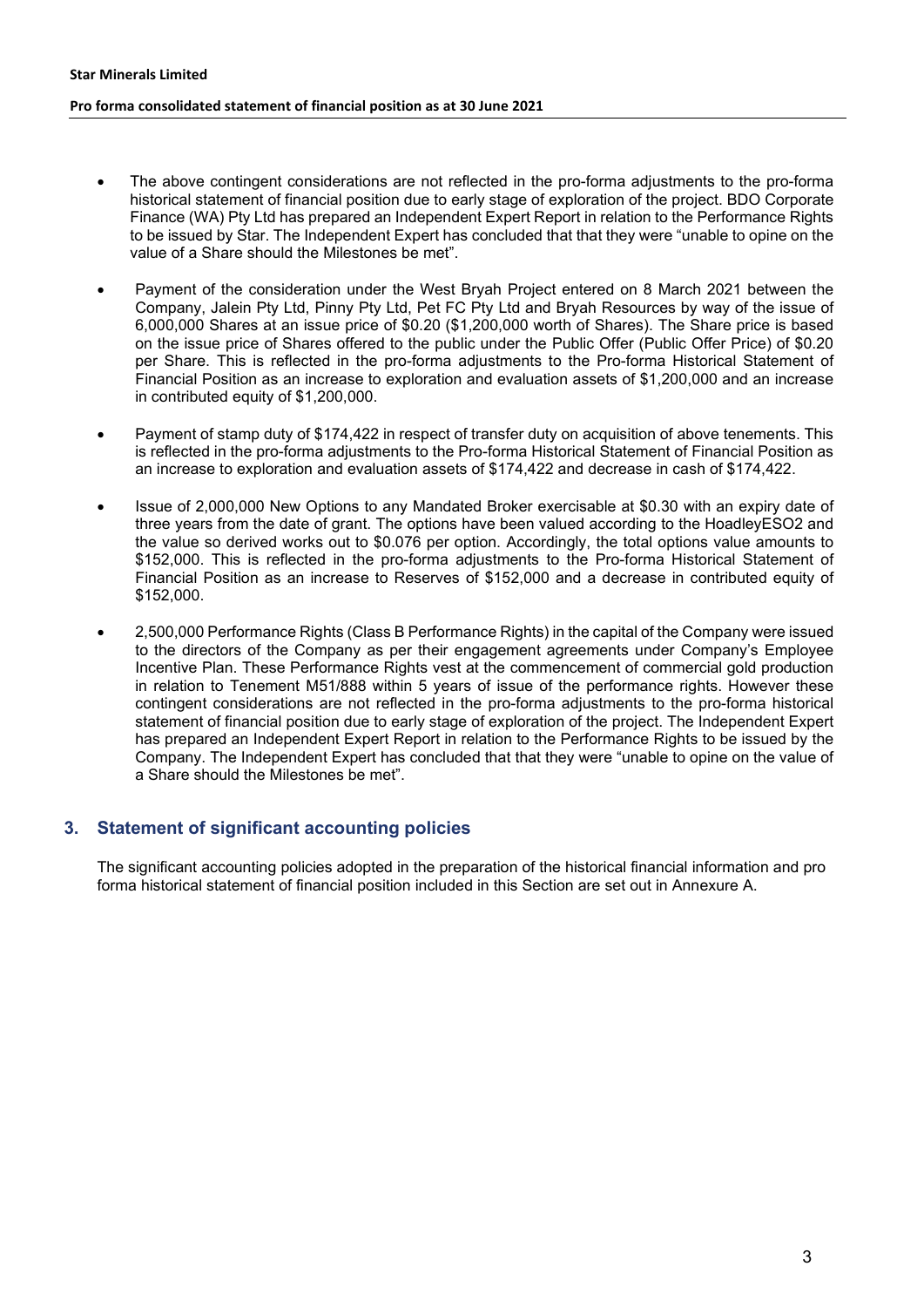- The above contingent considerations are not reflected in the pro-forma adjustments to the pro-forma historical statement of financial position due to early stage of exploration of the project. BDO Corporate Finance (WA) Pty Ltd has prepared an Independent Expert Report in relation to the Performance Rights to be issued by Star. The Independent Expert has concluded that that they were "unable to opine on the value of a Share should the Milestones be met".

- Payment of the consideration under the West Bryah Project entered on 8 March 2021 between the Company, Jalein Pty Ltd, Pinny Pty Ltd, Pet FC Pty Ltd and Bryah Resources by way of the issue of 6,000,000 Shares at an issue price of $0.20 ($1,200,000 worth of Shares). The Share price is based on the issue price of Shares offered to the public under the Public Offer (Public Offer Price) of $0.20 per Share. This is reflected in the pro-forma adjustments to the Pro-forma Historical Statement of Financial Position as an increase to exploration and evaluation assets of $1,200,000 and an increase in contributed equity of $1,200,000.

- Payment of stamp duty of $174,422 in respect of transfer duty on acquisition of above tenements. This is reflected in the pro-forma adjustments to the Pro-forma Historical Statement of Financial Position as an increase to exploration and evaluation assets of $174,422 and decrease in cash of $174,422.

- Issue of 2,000,000 New Options to any Mandated Broker exercisable at $0.30 with an expiry date of three years from the date of grant. The options have been valued according to the HoadleyESO2 and the value so derived works out to $0.076 per option. Accordingly, the total options value amounts to $152,000. This is reflected in the pro-forma adjustments to the Pro-forma Historical Statement of Financial Position as an increase to Reserves of $152,000 and a decrease in contributed equity of $152,000.

- 2,500,000 Performance Rights (Class B Performance Rights) in the capital of the Company were issued to the directors of the Company as per their engagement agreements under Company's Employee Incentive Plan. These Performance Rights vest at the commencement of commercial gold production in relation to Tenement M51/888 within 5 years of issue of the performance rights. However these contingent considerations are not reflected in the pro-forma adjustments to the pro-forma historical statement of financial position due to early stage of exploration of the project. The Independent Expert has prepared an Independent Expert Report in relation to the Performance Rights to be issued by the Company. The Independent Expert has concluded that that they were "unable to opine on the value of a Share should the Milestones be met".

## 3. Statement of significant accounting policies

The significant accounting policies adopted in the preparation of the historical financial information and pro forma historical statement of financial position included in this Section are set out in Annexure A.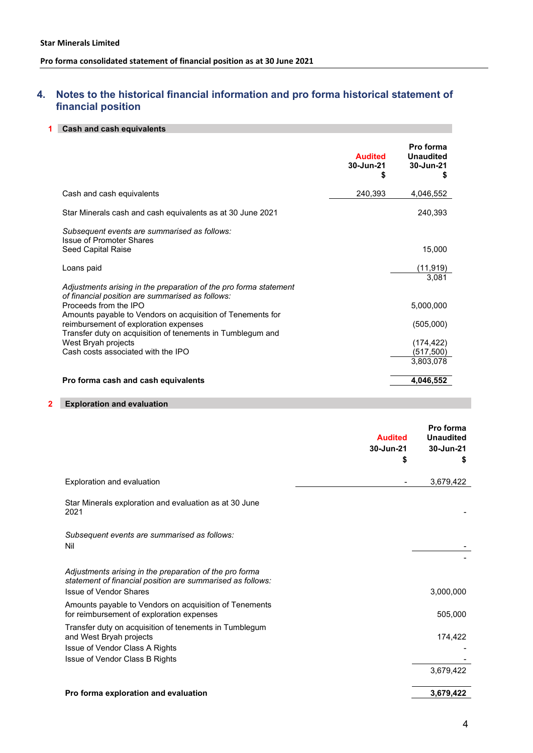## 4. Notes to the historical financial information and pro forma historical statement of financial position

### 1 Cash and cash equivalents

| | Audited 30-Jun-21 $ | Pro forma Unaudited 30-Jun-21 $ |
|---|---|---|
| Cash and cash equivalents | 240,393 | 4,046,552 |
| Star Minerals cash and cash equivalents as at 30 June 2021 | | 240,393 |
| *Subsequent events are summarised as follows:* | | |
| Issue of Promoter Shares | | |
| Seed Capital Raise | | 15,000 |
| Loans paid | | (11,919) |
| | | 3,081 |
| *Adjustments arising in the preparation of the pro forma statement of financial position are summarised as follows:* | | |
| Proceeds from the IPO | | 5,000,000 |
| Amounts payable to Vendors on acquisition of Tenements for reimbursement of exploration expenses | | (505,000) |
| Transfer duty on acquisition of tenements in Tumblegum and West Bryah projects | | (174,422) |
| Cash costs associated with the IPO | | (517,500) |
| | | 3,803,078 |
| **Pro forma cash and cash equivalents** | | **4,046,552** |

### 2 Exploration and evaluation

| | Audited 30-Jun-21 $ | Pro forma Unaudited 30-Jun-21 $ |
|---|---|---|
| Exploration and evaluation | - | 3,679,422 |
| Star Minerals exploration and evaluation as at 30 June 2021 | | - |
| *Subsequent events are summarised as follows:* | | |
| Nil | | - |
| | | - |
| *Adjustments arising in the preparation of the pro forma statement of financial position are summarised as follows:* | | |
| Issue of Vendor Shares | | 3,000,000 |
| Amounts payable to Vendors on acquisition of Tenements for reimbursement of exploration expenses | | 505,000 |
| Transfer duty on acquisition of tenements in Tumblegum and West Bryah projects | | 174,422 |
| Issue of Vendor Class A Rights | | - |
| Issue of Vendor Class B Rights | | - |
| | | 3,679,422 |
| **Pro forma exploration and evaluation** | | **3,679,422** |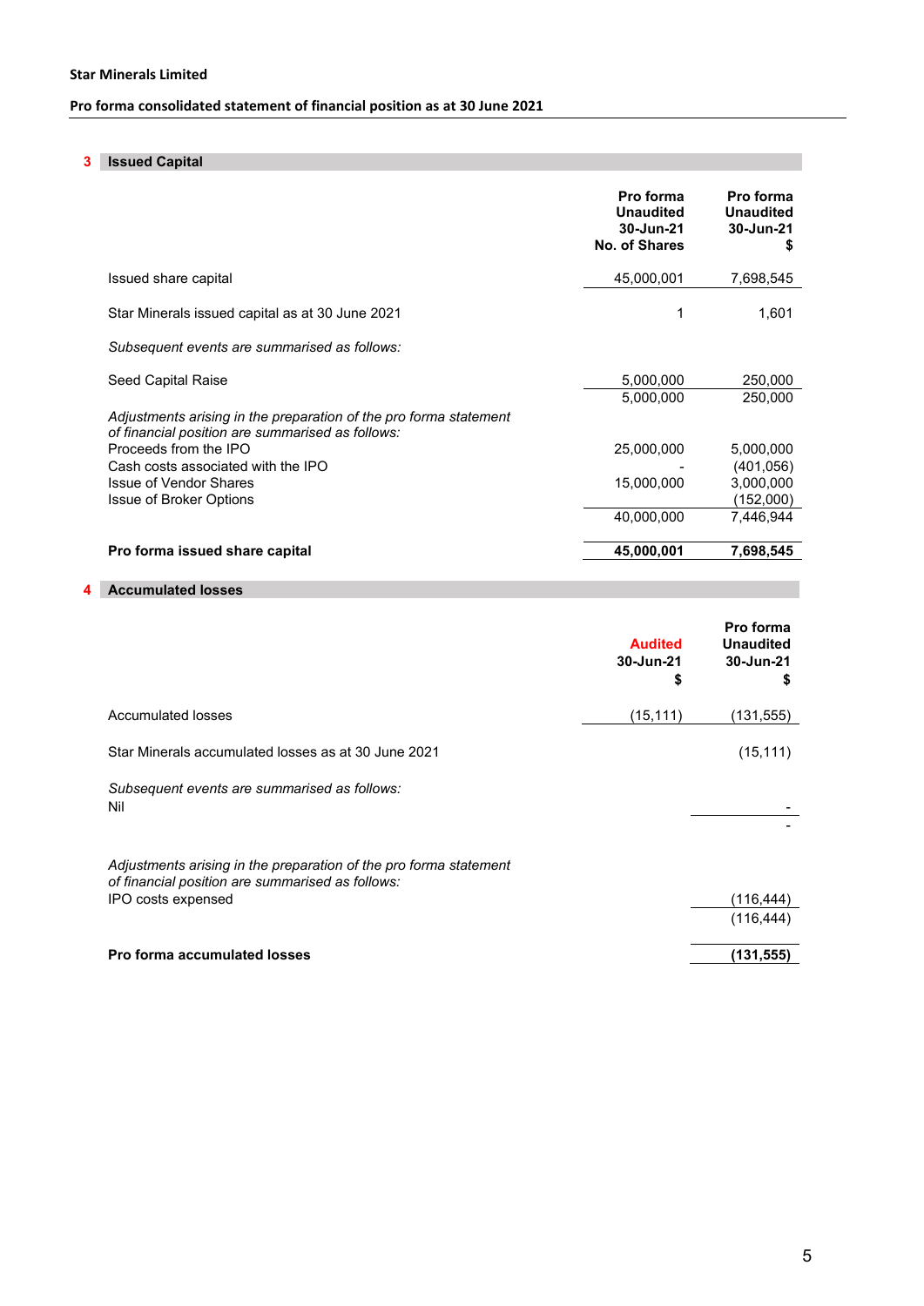**Star Minerals Limited**

**Pro forma consolidated statement of financial position as at 30 June 2021**

## 3 Issued Capital

| | Pro forma Unaudited 30-Jun-21 No. of Shares | Pro forma Unaudited 30-Jun-21 $ |
|---|---|---|
| Issued share capital | 45,000,001 | 7,698,545 |
| Star Minerals issued capital as at 30 June 2021 | 1 | 1,601 |
| *Subsequent events are summarised as follows:* | | |
| Seed Capital Raise | 5,000,000 | 250,000 |
| | 5,000,000 | 250,000 |
| *Adjustments arising in the preparation of the pro forma statement of financial position are summarised as follows:* | | |
| Proceeds from the IPO | 25,000,000 | 5,000,000 |
| Cash costs associated with the IPO | - | (401,056) |
| Issue of Vendor Shares | 15,000,000 | 3,000,000 |
| Issue of Broker Options | | (152,000) |
| | 40,000,000 | 7,446,944 |
| **Pro forma issued share capital** | **45,000,001** | **7,698,545** |

## 4 Accumulated losses

| | Audited 30-Jun-21 $ | Pro forma Unaudited 30-Jun-21 $ |
|---|---|---|
| Accumulated losses | (15,111) | (131,555) |
| Star Minerals accumulated losses as at 30 June 2021 | | (15,111) |
| *Subsequent events are summarised as follows:* | | |
| Nil | | - |
| | | - |
| *Adjustments arising in the preparation of the pro forma statement of financial position are summarised as follows:* | | |
| IPO costs expensed | | (116,444) |
| | | (116,444) |
| **Pro forma accumulated losses** | | **(131,555)** |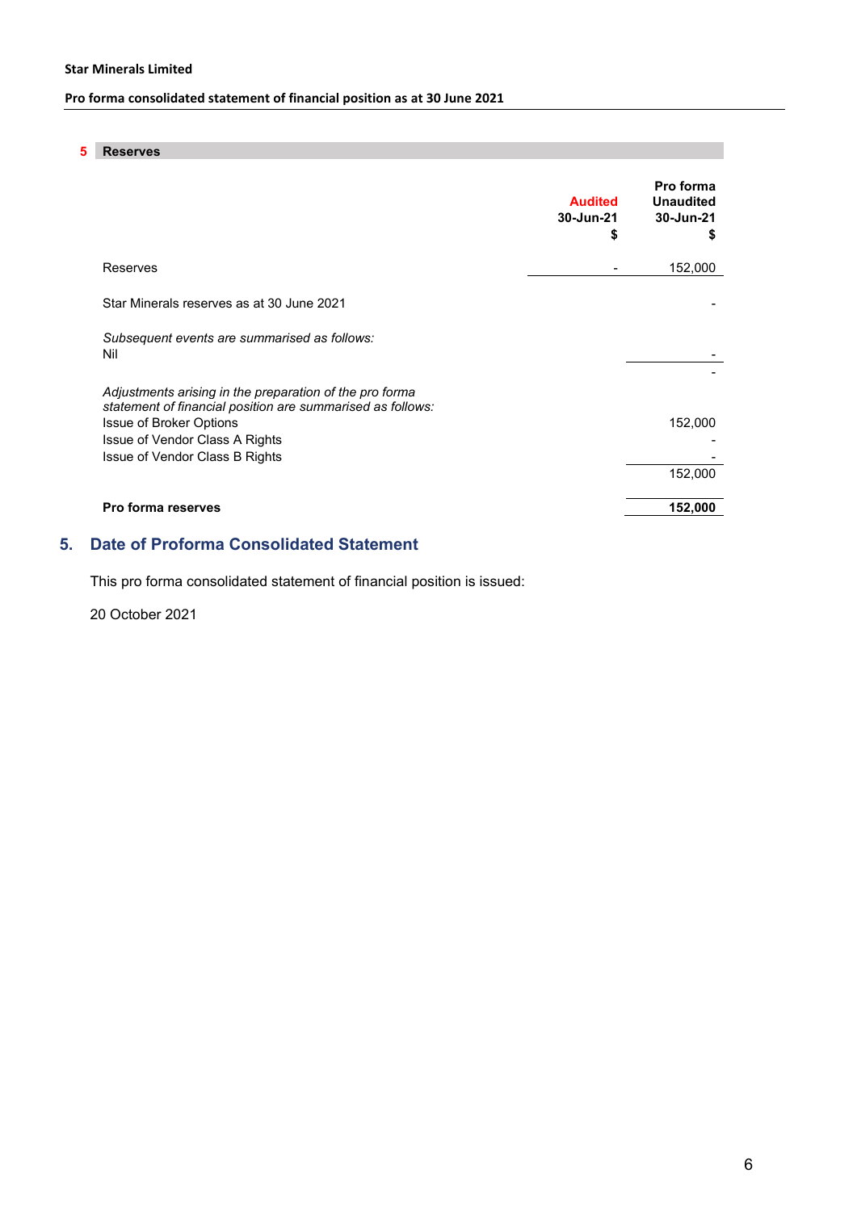**Star Minerals Limited**

**Pro forma consolidated statement of financial position as at 30 June 2021**

| **5 Reserves** | **Audited 30-Jun-21 $** | **Pro forma Unaudited 30-Jun-21 $** |
|---|---|---|
| Reserves | - | 152,000 |
| | | |
| Star Minerals reserves as at 30 June 2021 | | - |
| | | |
| *Subsequent events are summarised as follows:* | | |
| Nil | | - |
| | | - |
| | | |
| *Adjustments arising in the preparation of the pro forma statement of financial position are summarised as follows:* | | |
| Issue of Broker Options | | 152,000 |
| Issue of Vendor Class A Rights | | - |
| Issue of Vendor Class B Rights | | - |
| | | 152,000 |
| | | |
| **Pro forma reserves** | | **152,000** |

## 5. Date of Proforma Consolidated Statement

This pro forma consolidated statement of financial position is issued:

20 October 2021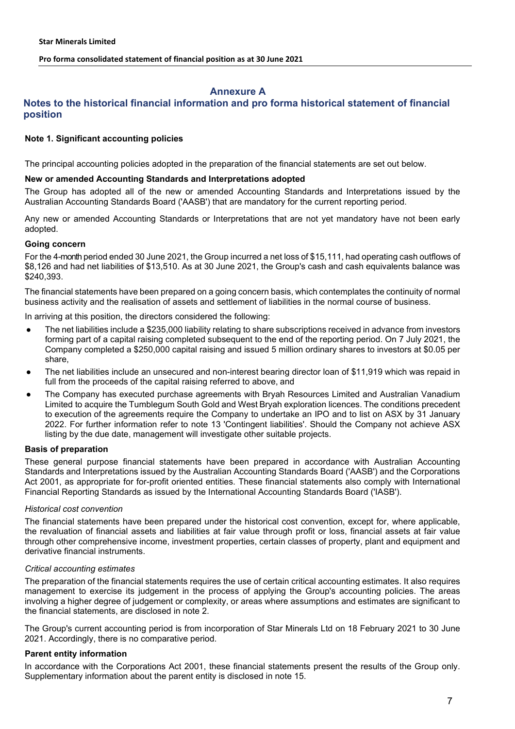# Annexure A

## Notes to the historical financial information and pro forma historical statement of financial position

### Note 1. Significant accounting policies

The principal accounting policies adopted in the preparation of the financial statements are set out below.

**New or amended Accounting Standards and Interpretations adopted**

The Group has adopted all of the new or amended Accounting Standards and Interpretations issued by the Australian Accounting Standards Board ('AASB') that are mandatory for the current reporting period.

Any new or amended Accounting Standards or Interpretations that are not yet mandatory have not been early adopted.

**Going concern**

For the 4-month period ended 30 June 2021, the Group incurred a net loss of $15,111, had operating cash outflows of $8,126 and had net liabilities of $13,510. As at 30 June 2021, the Group's cash and cash equivalents balance was $240,393.

The financial statements have been prepared on a going concern basis, which contemplates the continuity of normal business activity and the realisation of assets and settlement of liabilities in the normal course of business.

In arriving at this position, the directors considered the following:

- The net liabilities include a $235,000 liability relating to share subscriptions received in advance from investors forming part of a capital raising completed subsequent to the end of the reporting period. On 7 July 2021, the Company completed a $250,000 capital raising and issued 5 million ordinary shares to investors at $0.05 per share,
- The net liabilities include an unsecured and non-interest bearing director loan of $11,919 which was repaid in full from the proceeds of the capital raising referred to above, and
- The Company has executed purchase agreements with Bryah Resources Limited and Australian Vanadium Limited to acquire the Tumblegum South Gold and West Bryah exploration licences. The conditions precedent to execution of the agreements require the Company to undertake an IPO and to list on ASX by 31 January 2022. For further information refer to note 13 'Contingent liabilities'. Should the Company not achieve ASX listing by the due date, management will investigate other suitable projects.

**Basis of preparation**

These general purpose financial statements have been prepared in accordance with Australian Accounting Standards and Interpretations issued by the Australian Accounting Standards Board ('AASB') and the Corporations Act 2001, as appropriate for for-profit oriented entities. These financial statements also comply with International Financial Reporting Standards as issued by the International Accounting Standards Board ('IASB').

*Historical cost convention*

The financial statements have been prepared under the historical cost convention, except for, where applicable, the revaluation of financial assets and liabilities at fair value through profit or loss, financial assets at fair value through other comprehensive income, investment properties, certain classes of property, plant and equipment and derivative financial instruments.

*Critical accounting estimates*

The preparation of the financial statements requires the use of certain critical accounting estimates. It also requires management to exercise its judgement in the process of applying the Group's accounting policies. The areas involving a higher degree of judgement or complexity, or areas where assumptions and estimates are significant to the financial statements, are disclosed in note 2.

The Group's current accounting period is from incorporation of Star Minerals Ltd on 18 February 2021 to 30 June 2021. Accordingly, there is no comparative period.

**Parent entity information**

In accordance with the Corporations Act 2001, these financial statements present the results of the Group only. Supplementary information about the parent entity is disclosed in note 15.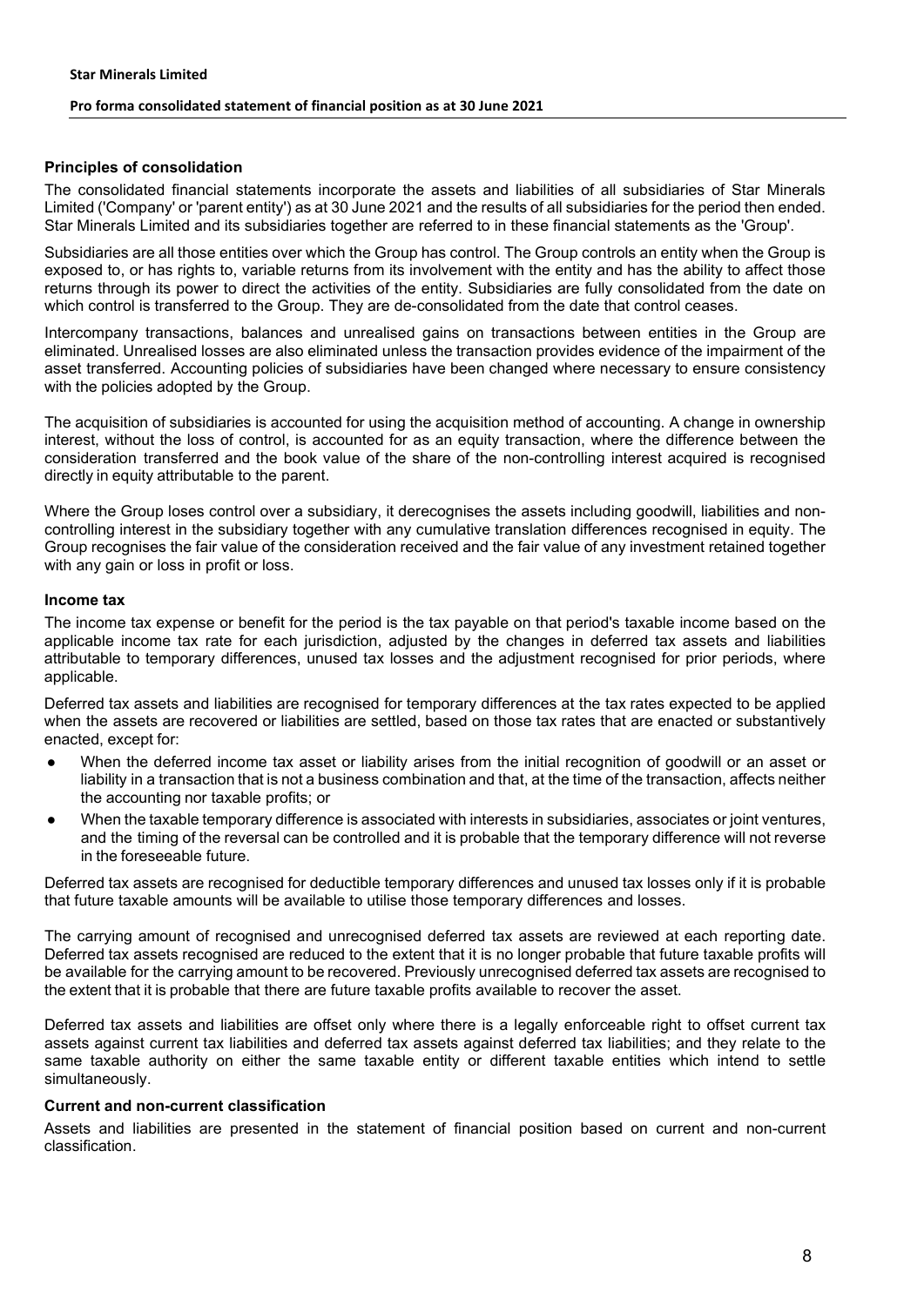## Principles of consolidation

The consolidated financial statements incorporate the assets and liabilities of all subsidiaries of Star Minerals Limited ('Company' or 'parent entity') as at 30 June 2021 and the results of all subsidiaries for the period then ended. Star Minerals Limited and its subsidiaries together are referred to in these financial statements as the 'Group'.

Subsidiaries are all those entities over which the Group has control. The Group controls an entity when the Group is exposed to, or has rights to, variable returns from its involvement with the entity and has the ability to affect those returns through its power to direct the activities of the entity. Subsidiaries are fully consolidated from the date on which control is transferred to the Group. They are de-consolidated from the date that control ceases.

Intercompany transactions, balances and unrealised gains on transactions between entities in the Group are eliminated. Unrealised losses are also eliminated unless the transaction provides evidence of the impairment of the asset transferred. Accounting policies of subsidiaries have been changed where necessary to ensure consistency with the policies adopted by the Group.

The acquisition of subsidiaries is accounted for using the acquisition method of accounting. A change in ownership interest, without the loss of control, is accounted for as an equity transaction, where the difference between the consideration transferred and the book value of the share of the non-controlling interest acquired is recognised directly in equity attributable to the parent.

Where the Group loses control over a subsidiary, it derecognises the assets including goodwill, liabilities and non-controlling interest in the subsidiary together with any cumulative translation differences recognised in equity. The Group recognises the fair value of the consideration received and the fair value of any investment retained together with any gain or loss in profit or loss.

## Income tax

The income tax expense or benefit for the period is the tax payable on that period's taxable income based on the applicable income tax rate for each jurisdiction, adjusted by the changes in deferred tax assets and liabilities attributable to temporary differences, unused tax losses and the adjustment recognised for prior periods, where applicable.

Deferred tax assets and liabilities are recognised for temporary differences at the tax rates expected to be applied when the assets are recovered or liabilities are settled, based on those tax rates that are enacted or substantively enacted, except for:

- When the deferred income tax asset or liability arises from the initial recognition of goodwill or an asset or liability in a transaction that is not a business combination and that, at the time of the transaction, affects neither the accounting nor taxable profits; or
- When the taxable temporary difference is associated with interests in subsidiaries, associates or joint ventures, and the timing of the reversal can be controlled and it is probable that the temporary difference will not reverse in the foreseeable future.

Deferred tax assets are recognised for deductible temporary differences and unused tax losses only if it is probable that future taxable amounts will be available to utilise those temporary differences and losses.

The carrying amount of recognised and unrecognised deferred tax assets are reviewed at each reporting date. Deferred tax assets recognised are reduced to the extent that it is no longer probable that future taxable profits will be available for the carrying amount to be recovered. Previously unrecognised deferred tax assets are recognised to the extent that it is probable that there are future taxable profits available to recover the asset.

Deferred tax assets and liabilities are offset only where there is a legally enforceable right to offset current tax assets against current tax liabilities and deferred tax assets against deferred tax liabilities; and they relate to the same taxable authority on either the same taxable entity or different taxable entities which intend to settle simultaneously.

## Current and non-current classification

Assets and liabilities are presented in the statement of financial position based on current and non-current classification.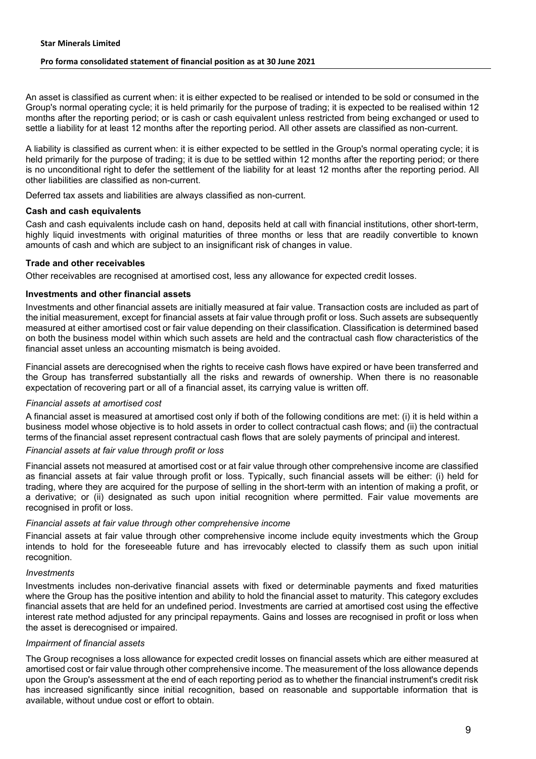An asset is classified as current when: it is either expected to be realised or intended to be sold or consumed in the Group's normal operating cycle; it is held primarily for the purpose of trading; it is expected to be realised within 12 months after the reporting period; or is cash or cash equivalent unless restricted from being exchanged or used to settle a liability for at least 12 months after the reporting period. All other assets are classified as non-current.

A liability is classified as current when: it is either expected to be settled in the Group's normal operating cycle; it is held primarily for the purpose of trading; it is due to be settled within 12 months after the reporting period; or there is no unconditional right to defer the settlement of the liability for at least 12 months after the reporting period. All other liabilities are classified as non-current.

Deferred tax assets and liabilities are always classified as non-current.

### Cash and cash equivalents

Cash and cash equivalents include cash on hand, deposits held at call with financial institutions, other short-term, highly liquid investments with original maturities of three months or less that are readily convertible to known amounts of cash and which are subject to an insignificant risk of changes in value.

### Trade and other receivables

Other receivables are recognised at amortised cost, less any allowance for expected credit losses.

### Investments and other financial assets

Investments and other financial assets are initially measured at fair value. Transaction costs are included as part of the initial measurement, except for financial assets at fair value through profit or loss. Such assets are subsequently measured at either amortised cost or fair value depending on their classification. Classification is determined based on both the business model within which such assets are held and the contractual cash flow characteristics of the financial asset unless an accounting mismatch is being avoided.

Financial assets are derecognised when the rights to receive cash flows have expired or have been transferred and the Group has transferred substantially all the risks and rewards of ownership. When there is no reasonable expectation of recovering part or all of a financial asset, its carrying value is written off.

*Financial assets at amortised cost*

A financial asset is measured at amortised cost only if both of the following conditions are met: (i) it is held within a business model whose objective is to hold assets in order to collect contractual cash flows; and (ii) the contractual terms of the financial asset represent contractual cash flows that are solely payments of principal and interest.

*Financial assets at fair value through profit or loss*

Financial assets not measured at amortised cost or at fair value through other comprehensive income are classified as financial assets at fair value through profit or loss. Typically, such financial assets will be either: (i) held for trading, where they are acquired for the purpose of selling in the short-term with an intention of making a profit, or a derivative; or (ii) designated as such upon initial recognition where permitted. Fair value movements are recognised in profit or loss.

*Financial assets at fair value through other comprehensive income*

Financial assets at fair value through other comprehensive income include equity investments which the Group intends to hold for the foreseeable future and has irrevocably elected to classify them as such upon initial recognition.

*Investments*

Investments includes non-derivative financial assets with fixed or determinable payments and fixed maturities where the Group has the positive intention and ability to hold the financial asset to maturity. This category excludes financial assets that are held for an undefined period. Investments are carried at amortised cost using the effective interest rate method adjusted for any principal repayments. Gains and losses are recognised in profit or loss when the asset is derecognised or impaired.

*Impairment of financial assets*

The Group recognises a loss allowance for expected credit losses on financial assets which are either measured at amortised cost or fair value through other comprehensive income. The measurement of the loss allowance depends upon the Group's assessment at the end of each reporting period as to whether the financial instrument's credit risk has increased significantly since initial recognition, based on reasonable and supportable information that is available, without undue cost or effort to obtain.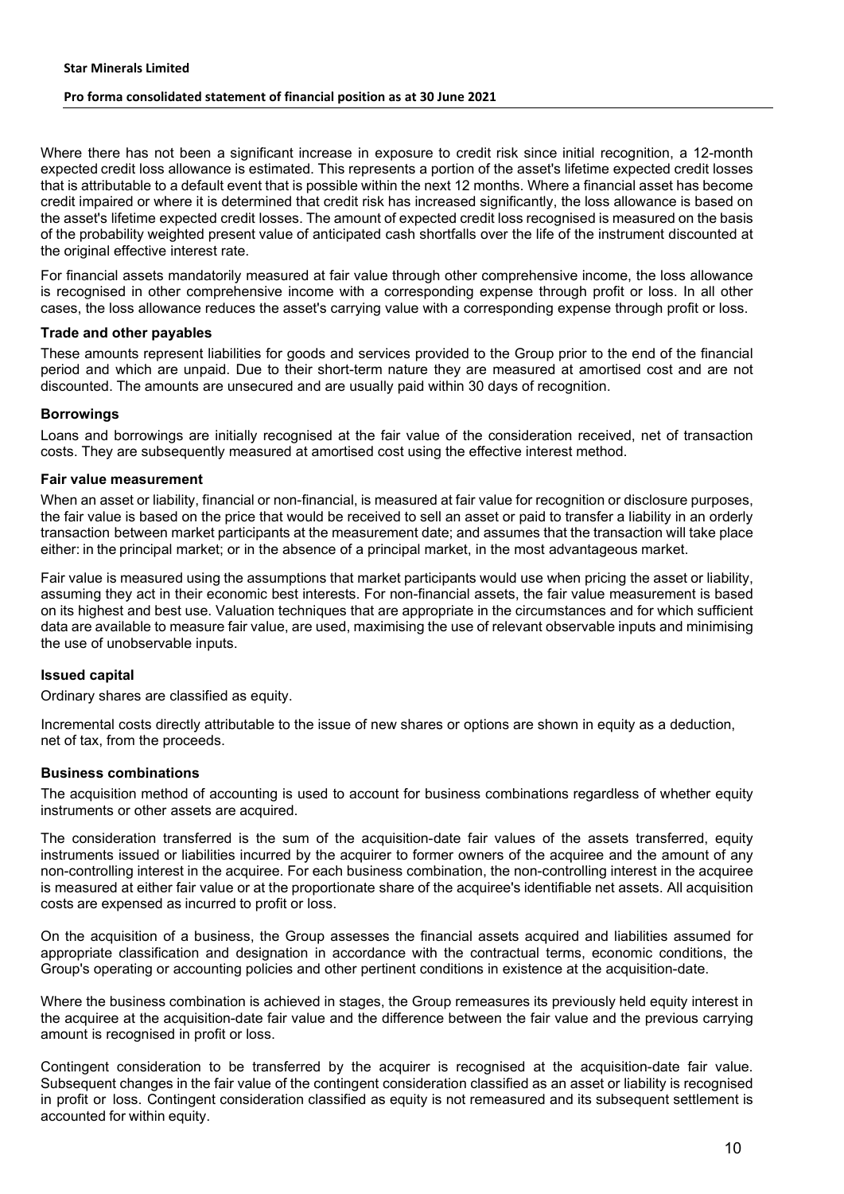Where there has not been a significant increase in exposure to credit risk since initial recognition, a 12-month expected credit loss allowance is estimated. This represents a portion of the asset's lifetime expected credit losses that is attributable to a default event that is possible within the next 12 months. Where a financial asset has become credit impaired or where it is determined that credit risk has increased significantly, the loss allowance is based on the asset's lifetime expected credit losses. The amount of expected credit loss recognised is measured on the basis of the probability weighted present value of anticipated cash shortfalls over the life of the instrument discounted at the original effective interest rate.

For financial assets mandatorily measured at fair value through other comprehensive income, the loss allowance is recognised in other comprehensive income with a corresponding expense through profit or loss. In all other cases, the loss allowance reduces the asset's carrying value with a corresponding expense through profit or loss.

### Trade and other payables

These amounts represent liabilities for goods and services provided to the Group prior to the end of the financial period and which are unpaid. Due to their short-term nature they are measured at amortised cost and are not discounted. The amounts are unsecured and are usually paid within 30 days of recognition.

### Borrowings

Loans and borrowings are initially recognised at the fair value of the consideration received, net of transaction costs. They are subsequently measured at amortised cost using the effective interest method.

### Fair value measurement

When an asset or liability, financial or non-financial, is measured at fair value for recognition or disclosure purposes, the fair value is based on the price that would be received to sell an asset or paid to transfer a liability in an orderly transaction between market participants at the measurement date; and assumes that the transaction will take place either: in the principal market; or in the absence of a principal market, in the most advantageous market.

Fair value is measured using the assumptions that market participants would use when pricing the asset or liability, assuming they act in their economic best interests. For non-financial assets, the fair value measurement is based on its highest and best use. Valuation techniques that are appropriate in the circumstances and for which sufficient data are available to measure fair value, are used, maximising the use of relevant observable inputs and minimising the use of unobservable inputs.

### Issued capital

Ordinary shares are classified as equity.

Incremental costs directly attributable to the issue of new shares or options are shown in equity as a deduction, net of tax, from the proceeds.

### Business combinations

The acquisition method of accounting is used to account for business combinations regardless of whether equity instruments or other assets are acquired.

The consideration transferred is the sum of the acquisition-date fair values of the assets transferred, equity instruments issued or liabilities incurred by the acquirer to former owners of the acquiree and the amount of any non-controlling interest in the acquiree. For each business combination, the non-controlling interest in the acquiree is measured at either fair value or at the proportionate share of the acquiree's identifiable net assets. All acquisition costs are expensed as incurred to profit or loss.

On the acquisition of a business, the Group assesses the financial assets acquired and liabilities assumed for appropriate classification and designation in accordance with the contractual terms, economic conditions, the Group's operating or accounting policies and other pertinent conditions in existence at the acquisition-date.

Where the business combination is achieved in stages, the Group remeasures its previously held equity interest in the acquiree at the acquisition-date fair value and the difference between the fair value and the previous carrying amount is recognised in profit or loss.

Contingent consideration to be transferred by the acquirer is recognised at the acquisition-date fair value. Subsequent changes in the fair value of the contingent consideration classified as an asset or liability is recognised in profit or loss. Contingent consideration classified as equity is not remeasured and its subsequent settlement is accounted for within equity.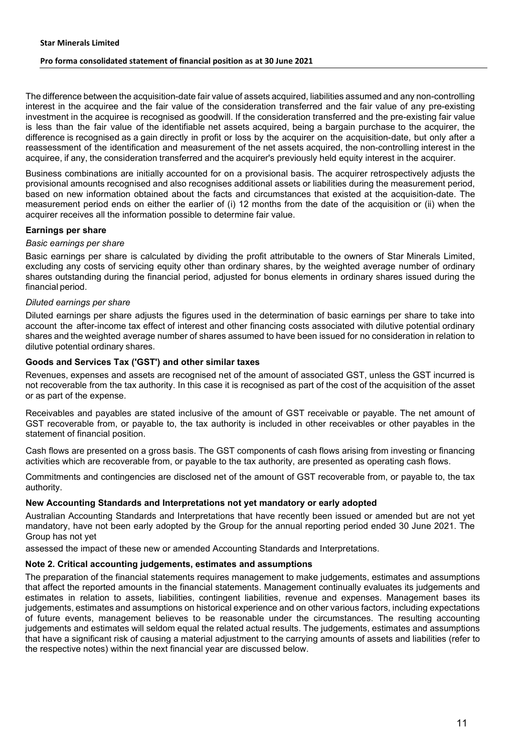The difference between the acquisition-date fair value of assets acquired, liabilities assumed and any non-controlling interest in the acquiree and the fair value of the consideration transferred and the fair value of any pre-existing investment in the acquiree is recognised as goodwill. If the consideration transferred and the pre-existing fair value is less than the fair value of the identifiable net assets acquired, being a bargain purchase to the acquirer, the difference is recognised as a gain directly in profit or loss by the acquirer on the acquisition-date, but only after a reassessment of the identification and measurement of the net assets acquired, the non-controlling interest in the acquiree, if any, the consideration transferred and the acquirer's previously held equity interest in the acquirer.

Business combinations are initially accounted for on a provisional basis. The acquirer retrospectively adjusts the provisional amounts recognised and also recognises additional assets or liabilities during the measurement period, based on new information obtained about the facts and circumstances that existed at the acquisition-date. The measurement period ends on either the earlier of (i) 12 months from the date of the acquisition or (ii) when the acquirer receives all the information possible to determine fair value.

### Earnings per share

*Basic earnings per share*

Basic earnings per share is calculated by dividing the profit attributable to the owners of Star Minerals Limited, excluding any costs of servicing equity other than ordinary shares, by the weighted average number of ordinary shares outstanding during the financial period, adjusted for bonus elements in ordinary shares issued during the financial period.

*Diluted earnings per share*

Diluted earnings per share adjusts the figures used in the determination of basic earnings per share to take into account the after-income tax effect of interest and other financing costs associated with dilutive potential ordinary shares and the weighted average number of shares assumed to have been issued for no consideration in relation to dilutive potential ordinary shares.

### Goods and Services Tax ('GST') and other similar taxes

Revenues, expenses and assets are recognised net of the amount of associated GST, unless the GST incurred is not recoverable from the tax authority. In this case it is recognised as part of the cost of the acquisition of the asset or as part of the expense.

Receivables and payables are stated inclusive of the amount of GST receivable or payable. The net amount of GST recoverable from, or payable to, the tax authority is included in other receivables or other payables in the statement of financial position.

Cash flows are presented on a gross basis. The GST components of cash flows arising from investing or financing activities which are recoverable from, or payable to the tax authority, are presented as operating cash flows.

Commitments and contingencies are disclosed net of the amount of GST recoverable from, or payable to, the tax authority.

### New Accounting Standards and Interpretations not yet mandatory or early adopted

Australian Accounting Standards and Interpretations that have recently been issued or amended but are not yet mandatory, have not been early adopted by the Group for the annual reporting period ended 30 June 2021. The Group has not yet assessed the impact of these new or amended Accounting Standards and Interpretations.

## Note 2. Critical accounting judgements, estimates and assumptions

The preparation of the financial statements requires management to make judgements, estimates and assumptions that affect the reported amounts in the financial statements. Management continually evaluates its judgements and estimates in relation to assets, liabilities, contingent liabilities, revenue and expenses. Management bases its judgements, estimates and assumptions on historical experience and on other various factors, including expectations of future events, management believes to be reasonable under the circumstances. The resulting accounting judgements and estimates will seldom equal the related actual results. The judgements, estimates and assumptions that have a significant risk of causing a material adjustment to the carrying amounts of assets and liabilities (refer to the respective notes) within the next financial year are discussed below.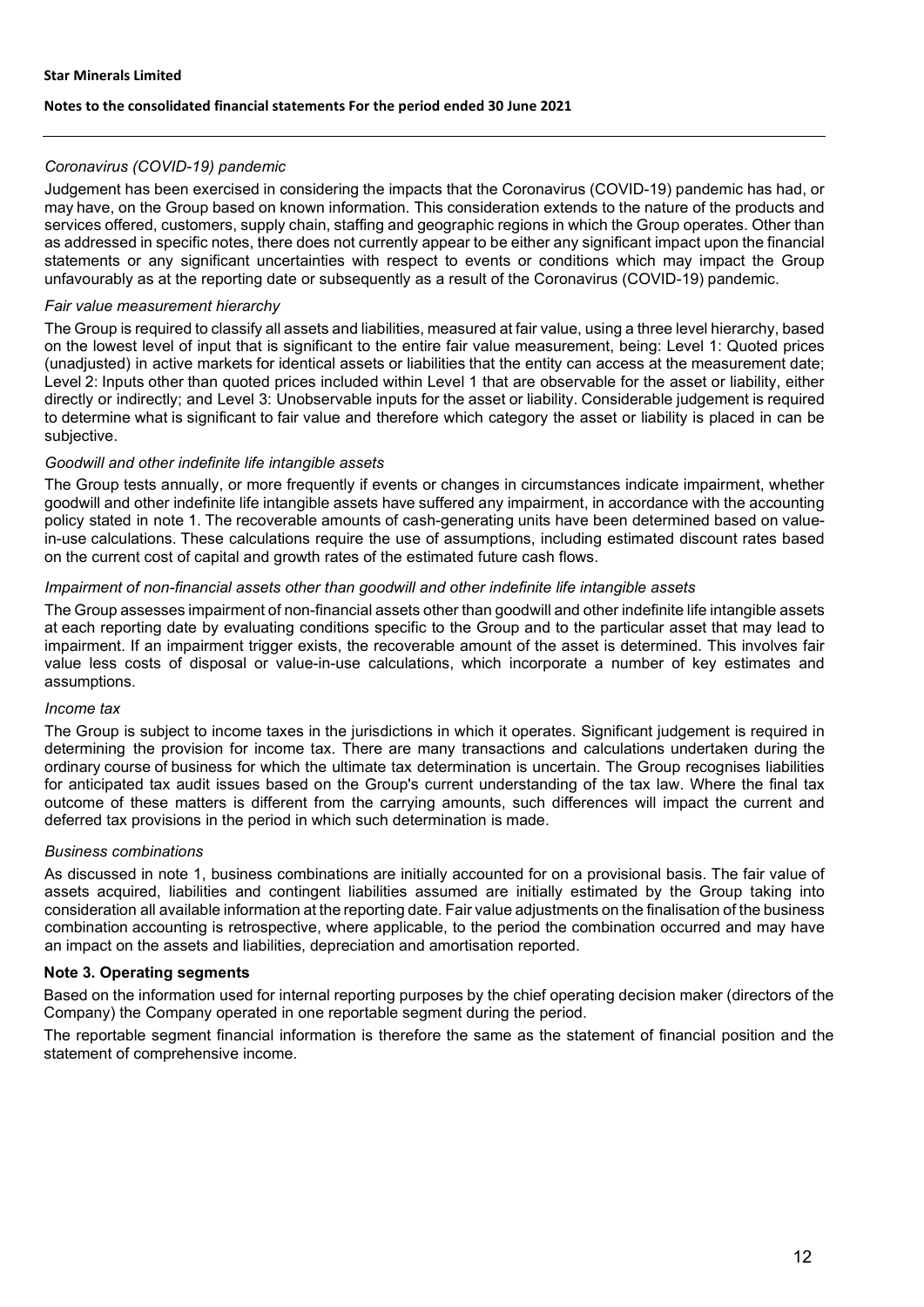*Coronavirus (COVID-19) pandemic*

Judgement has been exercised in considering the impacts that the Coronavirus (COVID-19) pandemic has had, or may have, on the Group based on known information. This consideration extends to the nature of the products and services offered, customers, supply chain, staffing and geographic regions in which the Group operates. Other than as addressed in specific notes, there does not currently appear to be either any significant impact upon the financial statements or any significant uncertainties with respect to events or conditions which may impact the Group unfavourably as at the reporting date or subsequently as a result of the Coronavirus (COVID-19) pandemic.

*Fair value measurement hierarchy*

The Group is required to classify all assets and liabilities, measured at fair value, using a three level hierarchy, based on the lowest level of input that is significant to the entire fair value measurement, being: Level 1: Quoted prices (unadjusted) in active markets for identical assets or liabilities that the entity can access at the measurement date; Level 2: Inputs other than quoted prices included within Level 1 that are observable for the asset or liability, either directly or indirectly; and Level 3: Unobservable inputs for the asset or liability. Considerable judgement is required to determine what is significant to fair value and therefore which category the asset or liability is placed in can be subjective.

*Goodwill and other indefinite life intangible assets*

The Group tests annually, or more frequently if events or changes in circumstances indicate impairment, whether goodwill and other indefinite life intangible assets have suffered any impairment, in accordance with the accounting policy stated in note 1. The recoverable amounts of cash-generating units have been determined based on value-in-use calculations. These calculations require the use of assumptions, including estimated discount rates based on the current cost of capital and growth rates of the estimated future cash flows.

*Impairment of non-financial assets other than goodwill and other indefinite life intangible assets*

The Group assesses impairment of non-financial assets other than goodwill and other indefinite life intangible assets at each reporting date by evaluating conditions specific to the Group and to the particular asset that may lead to impairment. If an impairment trigger exists, the recoverable amount of the asset is determined. This involves fair value less costs of disposal or value-in-use calculations, which incorporate a number of key estimates and assumptions.

*Income tax*

The Group is subject to income taxes in the jurisdictions in which it operates. Significant judgement is required in determining the provision for income tax. There are many transactions and calculations undertaken during the ordinary course of business for which the ultimate tax determination is uncertain. The Group recognises liabilities for anticipated tax audit issues based on the Group's current understanding of the tax law. Where the final tax outcome of these matters is different from the carrying amounts, such differences will impact the current and deferred tax provisions in the period in which such determination is made.

*Business combinations*

As discussed in note 1, business combinations are initially accounted for on a provisional basis. The fair value of assets acquired, liabilities and contingent liabilities assumed are initially estimated by the Group taking into consideration all available information at the reporting date. Fair value adjustments on the finalisation of the business combination accounting is retrospective, where applicable, to the period the combination occurred and may have an impact on the assets and liabilities, depreciation and amortisation reported.

## Note 3. Operating segments

Based on the information used for internal reporting purposes by the chief operating decision maker (directors of the Company) the Company operated in one reportable segment during the period.

The reportable segment financial information is therefore the same as the statement of financial position and the statement of comprehensive income.